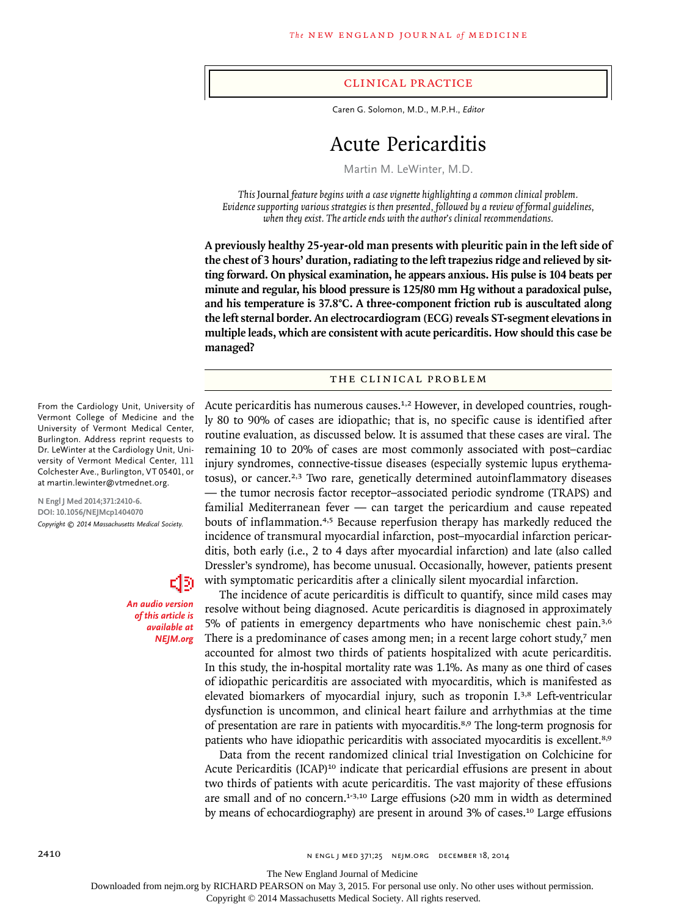## CLINICAL PRACTICE

Caren G. Solomon, M.D., M.P.H., *Editor*

# Acute Pericarditis

Martin M. LeWinter, M.D.

*This* Journal *feature begins with a case vignette highlighting a common clinical problem. Evidence supporting various strategies is then presented, followed by a review of formal guidelines, when they exist. The article ends with the author's clinical recommendations.*

**A previously healthy 25-year-old man presents with pleuritic pain in the left side of the chest of 3 hours' duration, radiating to the left trapezius ridge and relieved by sitting forward. On physical examination, he appears anxious. His pulse is 104 beats per minute and regular, his blood pressure is 125/80 mm Hg without a paradoxical pulse, and his temperature is 37.8°C. A three-component friction rub is auscultated along the left sternal border. An electrocardiogram (ECG) reveals ST-segment elevations in multiple leads, which are consistent with acute pericarditis. How should this case be managed?**

From the Cardiology Unit, University of Vermont College of Medicine and the University of Vermont Medical Center, Burlington. Address reprint requests to Dr. LeWinter at the Cardiology Unit, University of Vermont Medical Center, 111 Colchester Ave., Burlington, VT 05401, or at martin.lewinter@vtmednet.org.

N Engl J Med 2014;371:2410-6.
DOI: 10.1056/NEJMcp1404070
*Copyright © 2014 Massachusetts Medical Society.*

*An audio version of this article is available at NEJM.org*

## THE CLINICAL PROBLEM

Acute pericarditis has numerous causes.[1,2] However, in developed countries, roughly 80 to 90% of cases are idiopathic; that is, no specific cause is identified after routine evaluation, as discussed below. It is assumed that these cases are viral. The remaining 10 to 20% of cases are most commonly associated with post–cardiac injury syndromes, connective-tissue diseases (especially systemic lupus erythematosus), or cancer.[2,3] Two rare, genetically determined autoinflammatory diseases — the tumor necrosis factor receptor–associated periodic syndrome (TRAPS) and familial Mediterranean fever — can target the pericardium and cause repeated bouts of inflammation.[4,5] Because reperfusion therapy has markedly reduced the incidence of transmural myocardial infarction, post–myocardial infarction pericarditis, both early (i.e., 2 to 4 days after myocardial infarction) and late (also called Dressler's syndrome), has become unusual. Occasionally, however, patients present with symptomatic pericarditis after a clinically silent myocardial infarction.

The incidence of acute pericarditis is difficult to quantify, since mild cases may resolve without being diagnosed. Acute pericarditis is diagnosed in approximately 5% of patients in emergency departments who have nonischemic chest pain.[3,6] There is a predominance of cases among men; in a recent large cohort study,[7] men accounted for almost two thirds of patients hospitalized with acute pericarditis. In this study, the in-hospital mortality rate was 1.1%. As many as one third of cases of idiopathic pericarditis are associated with myocarditis, which is manifested as elevated biomarkers of myocardial injury, such as troponin I.[3,8] Left-ventricular dysfunction is uncommon, and clinical heart failure and arrhythmias at the time of presentation are rare in patients with myocarditis.[8,9] The long-term prognosis for patients who have idiopathic pericarditis with associated myocarditis is excellent.[8,9]

Data from the recent randomized clinical trial Investigation on Colchicine for Acute Pericarditis (ICAP)[10] indicate that pericardial effusions are present in about two thirds of patients with acute pericarditis. The vast majority of these effusions are small and of no concern.[1-3,10] Large effusions (>20 mm in width as determined by means of echocardiography) are present in around 3% of cases.[10] Large effusions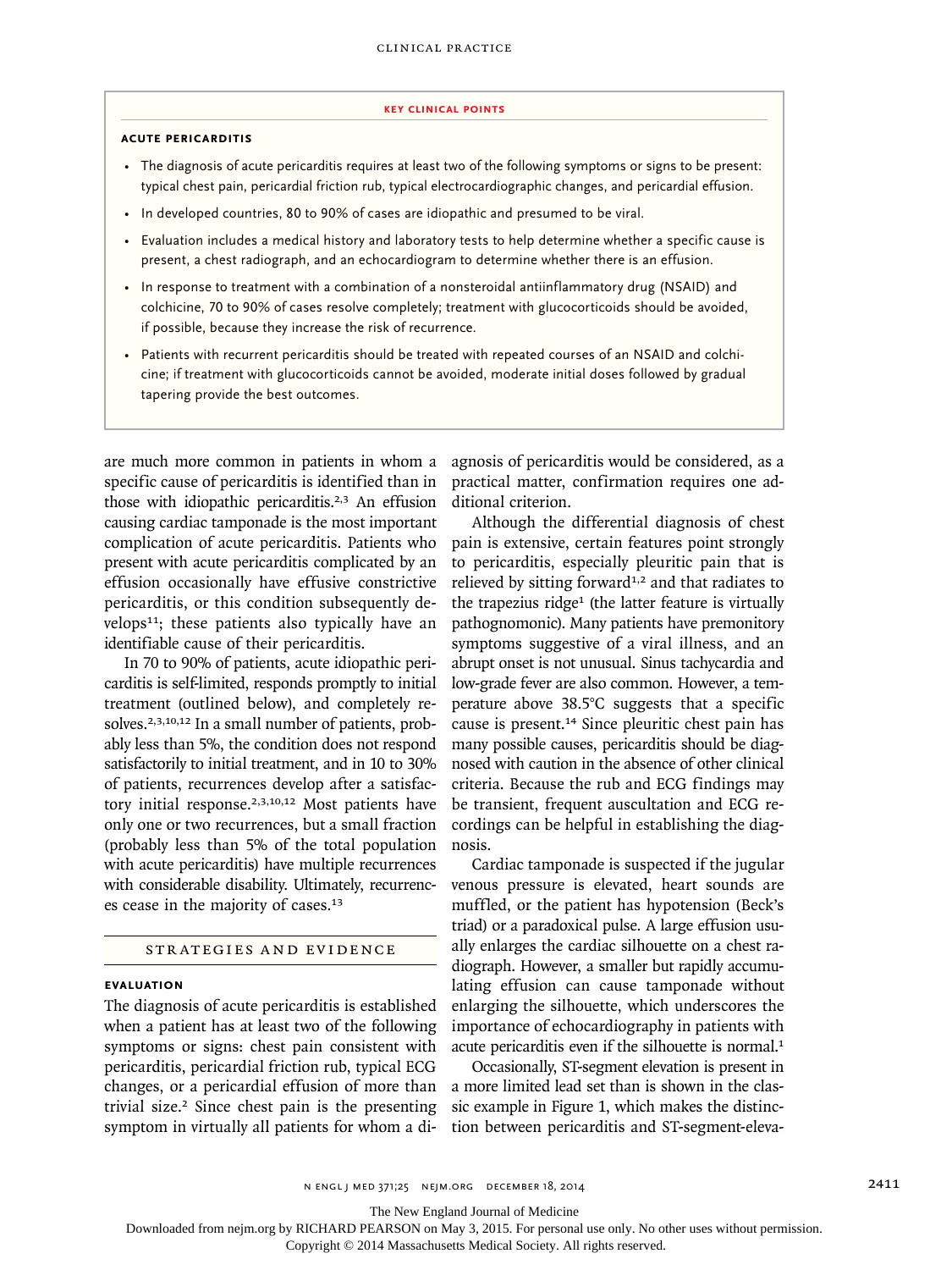**KEY CLINICAL POINTS**

**ACUTE PERICARDITIS**

- The diagnosis of acute pericarditis requires at least two of the following symptoms or signs to be present: typical chest pain, pericardial friction rub, typical electrocardiographic changes, and pericardial effusion.
- In developed countries, 80 to 90% of cases are idiopathic and presumed to be viral.
- Evaluation includes a medical history and laboratory tests to help determine whether a specific cause is present, a chest radiograph, and an echocardiogram to determine whether there is an effusion.
- In response to treatment with a combination of a nonsteroidal antiinflammatory drug (NSAID) and colchicine, 70 to 90% of cases resolve completely; treatment with glucocorticoids should be avoided, if possible, because they increase the risk of recurrence.
- Patients with recurrent pericarditis should be treated with repeated courses of an NSAID and colchicine; if treatment with glucocorticoids cannot be avoided, moderate initial doses followed by gradual tapering provide the best outcomes.

are much more common in patients in whom a specific cause of pericarditis is identified than in those with idiopathic pericarditis.[2,3] An effusion causing cardiac tamponade is the most important complication of acute pericarditis. Patients who present with acute pericarditis complicated by an effusion occasionally have effusive constrictive pericarditis, or this condition subsequently develops[11]; these patients also typically have an identifiable cause of their pericarditis.

In 70 to 90% of patients, acute idiopathic pericarditis is self-limited, responds promptly to initial treatment (outlined below), and completely resolves.[2,3,10,12] In a small number of patients, probably less than 5%, the condition does not respond satisfactorily to initial treatment, and in 10 to 30% of patients, recurrences develop after a satisfactory initial response.[2,3,10,12] Most patients have only one or two recurrences, but a small fraction (probably less than 5% of the total population with acute pericarditis) have multiple recurrences with considerable disability. Ultimately, recurrences cease in the majority of cases.[13]

## STRATEGIES AND EVIDENCE

### EVALUATION

The diagnosis of acute pericarditis is established when a patient has at least two of the following symptoms or signs: chest pain consistent with pericarditis, pericardial friction rub, typical ECG changes, or a pericardial effusion of more than trivial size.[2] Since chest pain is the presenting symptom in virtually all patients for whom a diagnosis of pericarditis would be considered, as a practical matter, confirmation requires one additional criterion.

Although the differential diagnosis of chest pain is extensive, certain features point strongly to pericarditis, especially pleuritic pain that is relieved by sitting forward[1,2] and that radiates to the trapezius ridge[1] (the latter feature is virtually pathognomonic). Many patients have premonitory symptoms suggestive of a viral illness, and an abrupt onset is not unusual. Sinus tachycardia and low-grade fever are also common. However, a temperature above 38.5°C suggests that a specific cause is present.[14] Since pleuritic chest pain has many possible causes, pericarditis should be diagnosed with caution in the absence of other clinical criteria. Because the rub and ECG findings may be transient, frequent auscultation and ECG recordings can be helpful in establishing the diagnosis.

Cardiac tamponade is suspected if the jugular venous pressure is elevated, heart sounds are muffled, or the patient has hypotension (Beck's triad) or a paradoxical pulse. A large effusion usually enlarges the cardiac silhouette on a chest radiograph. However, a smaller but rapidly accumulating effusion can cause tamponade without enlarging the silhouette, which underscores the importance of echocardiography in patients with acute pericarditis even if the silhouette is normal.[1]

Occasionally, ST-segment elevation is present in a more limited lead set than is shown in the classic example in Figure 1, which makes the distinction between pericarditis and ST-segment-eleva-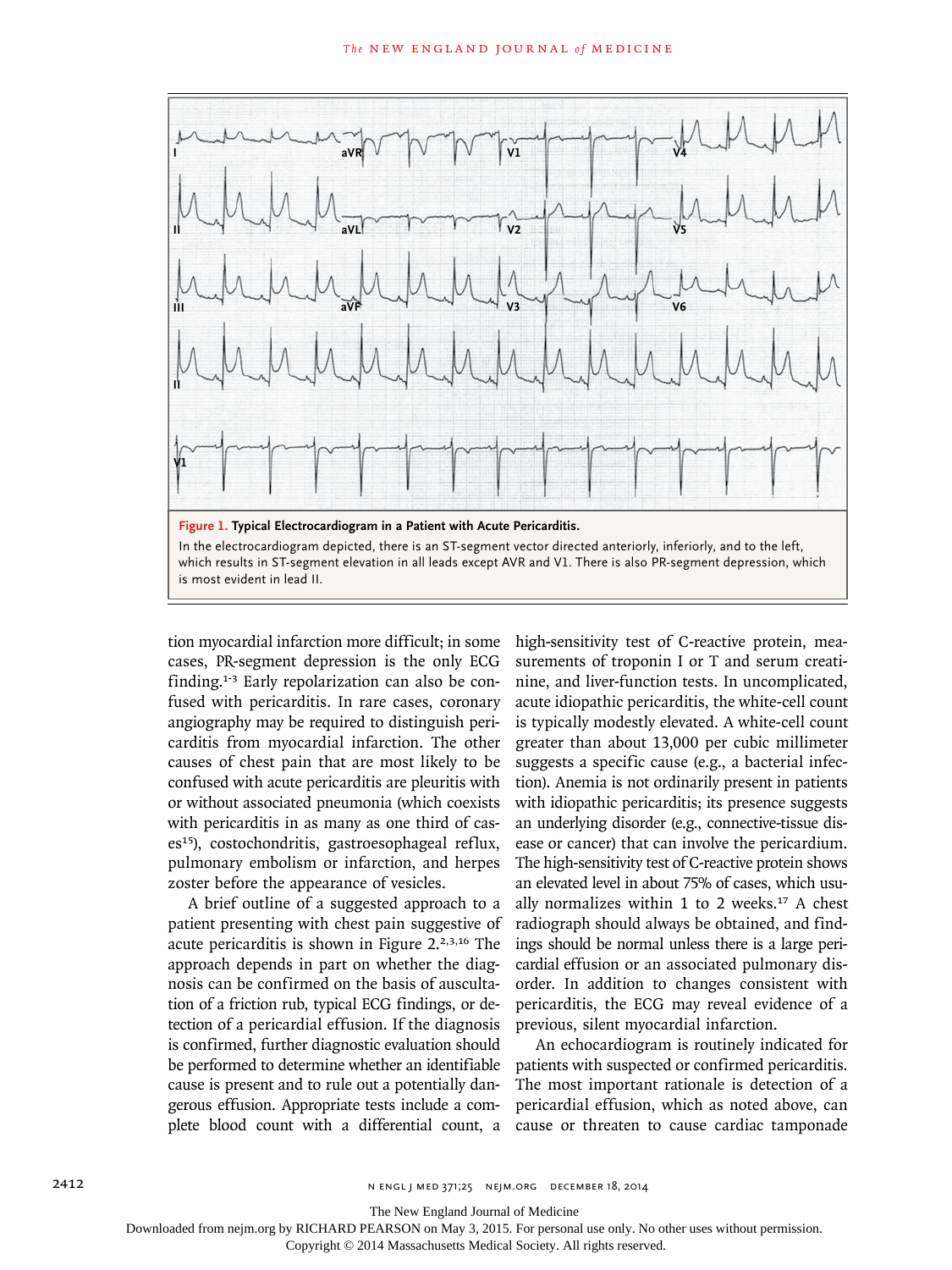**Figure 1. Typical Electrocardiogram in a Patient with Acute Pericarditis.**

In the electrocardiogram depicted, there is an ST-segment vector directed anteriorly, inferiorly, and to the left, which results in ST-segment elevation in all leads except AVR and V1. There is also PR-segment depression, which is most evident in lead II.

tion myocardial infarction more difficult; in some cases, PR-segment depression is the only ECG finding.[1-3] Early repolarization can also be confused with pericarditis. In rare cases, coronary angiography may be required to distinguish pericarditis from myocardial infarction. The other causes of chest pain that are most likely to be confused with acute pericarditis are pleuritis with or without associated pneumonia (which coexists with pericarditis in as many as one third of cases[15]), costochondritis, gastroesophageal reflux, pulmonary embolism or infarction, and herpes zoster before the appearance of vesicles.

A brief outline of a suggested approach to a patient presenting with chest pain suggestive of acute pericarditis is shown in Figure 2.[2,3,16] The approach depends in part on whether the diagnosis can be confirmed on the basis of auscultation of a friction rub, typical ECG findings, or detection of a pericardial effusion. If the diagnosis is confirmed, further diagnostic evaluation should be performed to determine whether an identifiable cause is present and to rule out a potentially dangerous effusion. Appropriate tests include a complete blood count with a differential count, a high-sensitivity test of C-reactive protein, measurements of troponin I or T and serum creatinine, and liver-function tests. In uncomplicated, acute idiopathic pericarditis, the white-cell count is typically modestly elevated. A white-cell count greater than about 13,000 per cubic millimeter suggests a specific cause (e.g., a bacterial infection). Anemia is not ordinarily present in patients with idiopathic pericarditis; its presence suggests an underlying disorder (e.g., connective-tissue disease or cancer) that can involve the pericardium. The high-sensitivity test of C-reactive protein shows an elevated level in about 75% of cases, which usually normalizes within 1 to 2 weeks.[17] A chest radiograph should always be obtained, and findings should be normal unless there is a large pericardial effusion or an associated pulmonary disorder. In addition to changes consistent with pericarditis, the ECG may reveal evidence of a previous, silent myocardial infarction.

An echocardiogram is routinely indicated for patients with suspected or confirmed pericarditis. The most important rationale is detection of a pericardial effusion, which as noted above, can cause or threaten to cause cardiac tamponade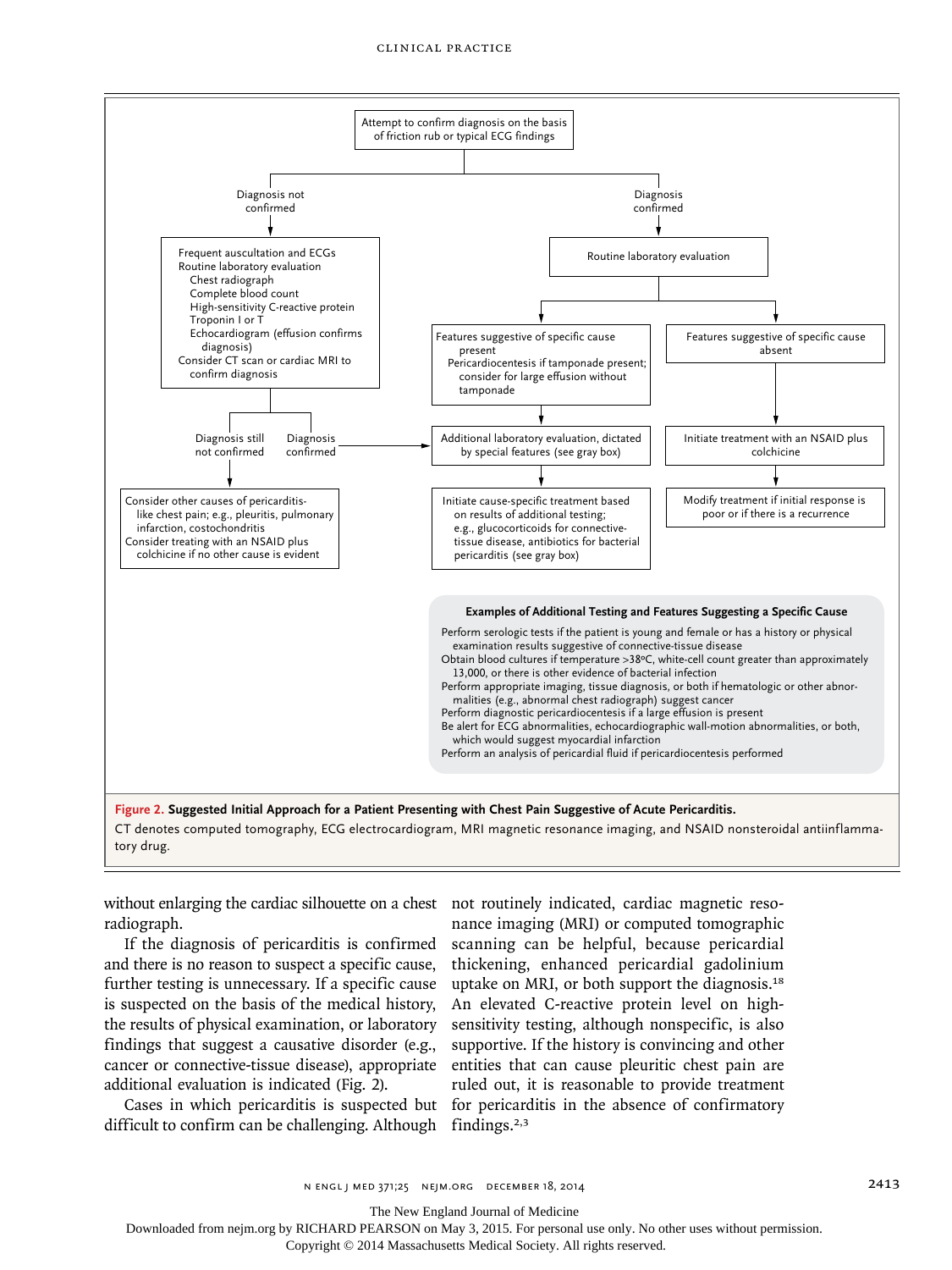Attempt to confirm diagnosis on the basis of friction rub or typical ECG findings

**Diagnosis not confirmed**

- Frequent auscultation and ECGs
- Routine laboratory evaluation
  - Chest radiograph
  - Complete blood count
  - High-sensitivity C-reactive protein
  - Troponin I or T
  - Echocardiogram (effusion confirms diagnosis)
- Consider CT scan or cardiac MRI to confirm diagnosis

Diagnosis still not confirmed:

- Consider other causes of pericarditis-like chest pain; e.g., pleuritis, pulmonary infarction, costochondritis
- Consider treating with an NSAID plus colchicine if no other cause is evident

Diagnosis confirmed: → Additional laboratory evaluation, dictated by special features (see gray box)

**Diagnosis confirmed**

Routine laboratory evaluation

Features suggestive of specific cause present

- Pericardiocentesis if tamponade present; consider for large effusion without tamponade
- Additional laboratory evaluation, dictated by special features (see gray box)
- Initiate cause-specific treatment based on results of additional testing; e.g., glucocorticoids for connective-tissue disease, antibiotics for bacterial pericarditis (see gray box)

Features suggestive of specific cause absent

- Initiate treatment with an NSAID plus colchicine
- Modify treatment if initial response is poor or if there is a recurrence

**Examples of Additional Testing and Features Suggesting a Specific Cause**

- Perform serologic tests if the patient is young and female or has a history or physical examination results suggestive of connective-tissue disease
- Obtain blood cultures if temperature >38°C, white-cell count greater than approximately 13,000, or there is other evidence of bacterial infection
- Perform appropriate imaging, tissue diagnosis, or both if hematologic or other abnormalities (e.g., abnormal chest radiograph) suggest cancer
- Perform diagnostic pericardiocentesis if a large effusion is present
- Be alert for ECG abnormalities, echocardiographic wall-motion abnormalities, or both, which would suggest myocardial infarction
- Perform an analysis of pericardial fluid if pericardiocentesis performed

**Figure 2. Suggested Initial Approach for a Patient Presenting with Chest Pain Suggestive of Acute Pericarditis.**

CT denotes computed tomography, ECG electrocardiogram, MRI magnetic resonance imaging, and NSAID nonsteroidal antiinflammatory drug.

without enlarging the cardiac silhouette on a chest radiograph.

If the diagnosis of pericarditis is confirmed and there is no reason to suspect a specific cause, further testing is unnecessary. If a specific cause is suspected on the basis of the medical history, the results of physical examination, or laboratory findings that suggest a causative disorder (e.g., cancer or connective-tissue disease), appropriate additional evaluation is indicated (Fig. 2).

Cases in which pericarditis is suspected but difficult to confirm can be challenging. Although not routinely indicated, cardiac magnetic resonance imaging (MRI) or computed tomographic scanning can be helpful, because pericardial thickening, enhanced pericardial gadolinium uptake on MRI, or both support the diagnosis.[18] An elevated C-reactive protein level on high-sensitivity testing, although nonspecific, is also supportive. If the history is convincing and other entities that can cause pleuritic chest pain are ruled out, it is reasonable to provide treatment for pericarditis in the absence of confirmatory findings.[2,3]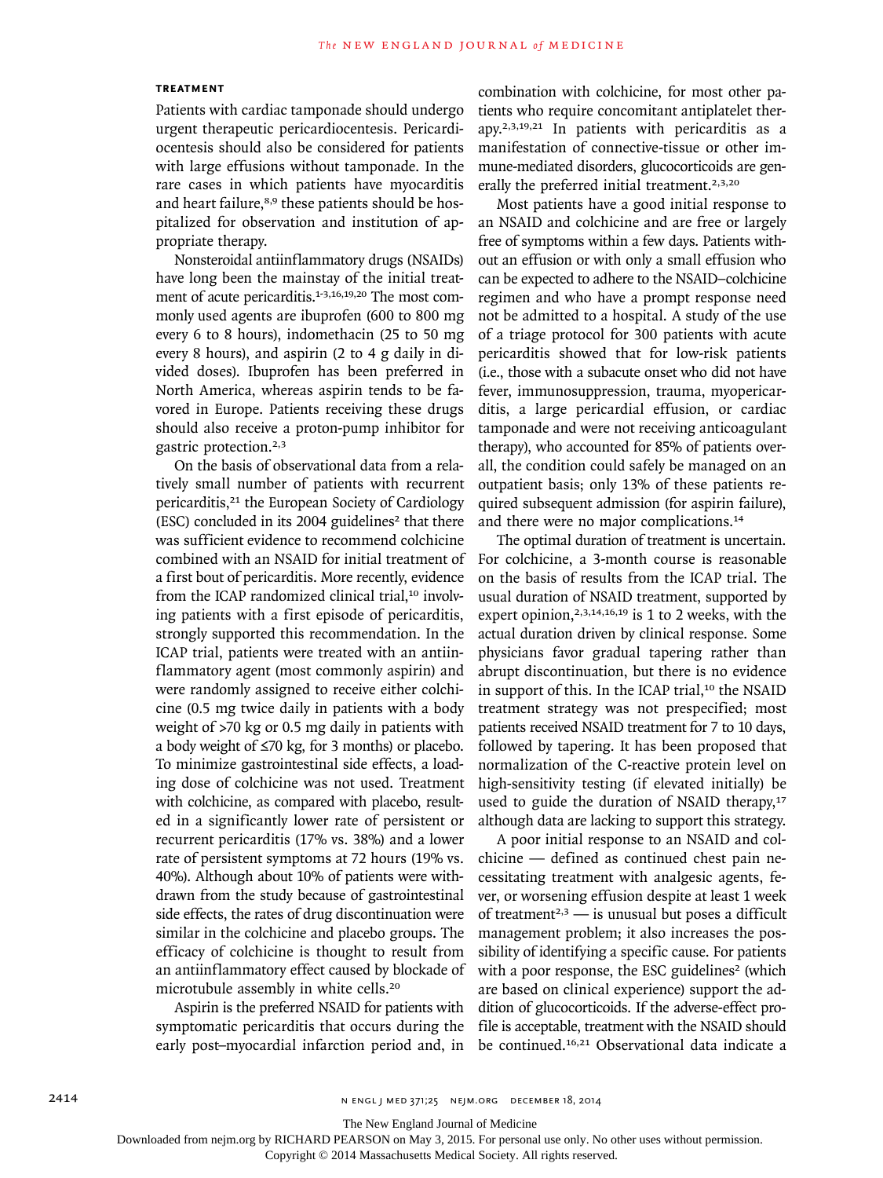### TREATMENT

Patients with cardiac tamponade should undergo urgent therapeutic pericardiocentesis. Pericardiocentesis should also be considered for patients with large effusions without tamponade. In the rare cases in which patients have myocarditis and heart failure,[8,9] these patients should be hospitalized for observation and institution of appropriate therapy.

Nonsteroidal antiinflammatory drugs (NSAIDs) have long been the mainstay of the initial treatment of acute pericarditis.[1-3,16,19,20] The most commonly used agents are ibuprofen (600 to 800 mg every 6 to 8 hours), indomethacin (25 to 50 mg every 8 hours), and aspirin (2 to 4 g daily in divided doses). Ibuprofen has been preferred in North America, whereas aspirin tends to be favored in Europe. Patients receiving these drugs should also receive a proton-pump inhibitor for gastric protection.[2,3]

On the basis of observational data from a relatively small number of patients with recurrent pericarditis,[21] the European Society of Cardiology (ESC) concluded in its 2004 guidelines[2] that there was sufficient evidence to recommend colchicine combined with an NSAID for initial treatment of a first bout of pericarditis. More recently, evidence from the ICAP randomized clinical trial,[10] involving patients with a first episode of pericarditis, strongly supported this recommendation. In the ICAP trial, patients were treated with an antiinflammatory agent (most commonly aspirin) and were randomly assigned to receive either colchicine (0.5 mg twice daily in patients with a body weight of >70 kg or 0.5 mg daily in patients with a body weight of ≤70 kg, for 3 months) or placebo. To minimize gastrointestinal side effects, a loading dose of colchicine was not used. Treatment with colchicine, as compared with placebo, resulted in a significantly lower rate of persistent or recurrent pericarditis (17% vs. 38%) and a lower rate of persistent symptoms at 72 hours (19% vs. 40%). Although about 10% of patients were withdrawn from the study because of gastrointestinal side effects, the rates of drug discontinuation were similar in the colchicine and placebo groups. The efficacy of colchicine is thought to result from an antiinflammatory effect caused by blockade of microtubule assembly in white cells.[20]

Aspirin is the preferred NSAID for patients with symptomatic pericarditis that occurs during the early post–myocardial infarction period and, in combination with colchicine, for most other patients who require concomitant antiplatelet therapy.[2,3,19,21] In patients with pericarditis as a manifestation of connective-tissue or other immune-mediated disorders, glucocorticoids are generally the preferred initial treatment.[2,3,20]

Most patients have a good initial response to an NSAID and colchicine and are free or largely free of symptoms within a few days. Patients without an effusion or with only a small effusion who can be expected to adhere to the NSAID–colchicine regimen and who have a prompt response need not be admitted to a hospital. A study of the use of a triage protocol for 300 patients with acute pericarditis showed that for low-risk patients (i.e., those with a subacute onset who did not have fever, immunosuppression, trauma, myopericarditis, a large pericardial effusion, or cardiac tamponade and were not receiving anticoagulant therapy), who accounted for 85% of patients overall, the condition could safely be managed on an outpatient basis; only 13% of these patients required subsequent admission (for aspirin failure), and there were no major complications.[14]

The optimal duration of treatment is uncertain. For colchicine, a 3-month course is reasonable on the basis of results from the ICAP trial. The usual duration of NSAID treatment, supported by expert opinion,[2,3,14,16,19] is 1 to 2 weeks, with the actual duration driven by clinical response. Some physicians favor gradual tapering rather than abrupt discontinuation, but there is no evidence in support of this. In the ICAP trial,[10] the NSAID treatment strategy was not prespecified; most patients received NSAID treatment for 7 to 10 days, followed by tapering. It has been proposed that normalization of the C-reactive protein level on high-sensitivity testing (if elevated initially) be used to guide the duration of NSAID therapy,[17] although data are lacking to support this strategy.

A poor initial response to an NSAID and colchicine — defined as continued chest pain necessitating treatment with analgesic agents, fever, or worsening effusion despite at least 1 week of treatment[2,3] — is unusual but poses a difficult management problem; it also increases the possibility of identifying a specific cause. For patients with a poor response, the ESC guidelines[2] (which are based on clinical experience) support the addition of glucocorticoids. If the adverse-effect profile is acceptable, treatment with the NSAID should be continued.[16,21] Observational data indicate a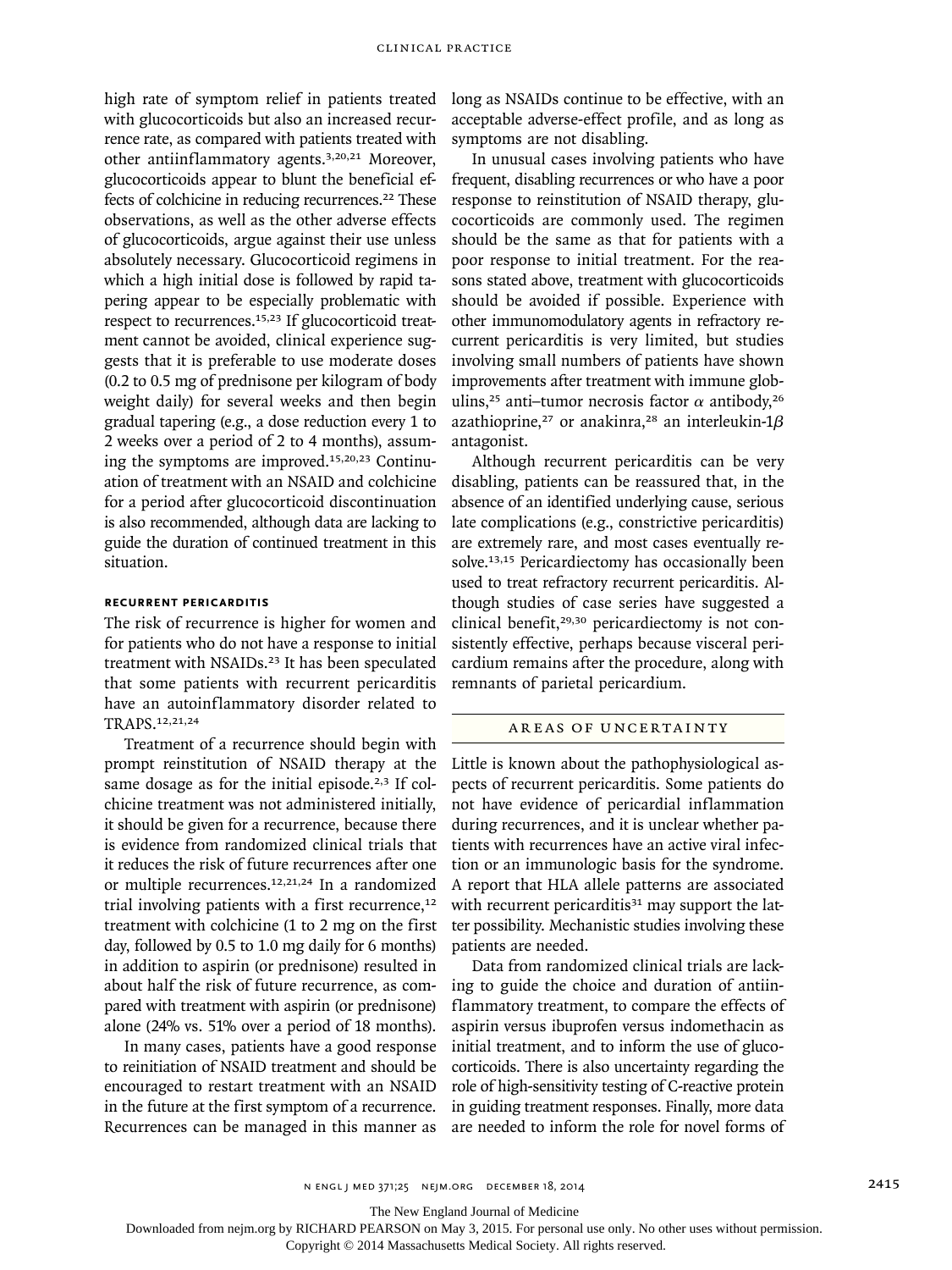high rate of symptom relief in patients treated with glucocorticoids but also an increased recurrence rate, as compared with patients treated with other antiinflammatory agents.[3,20,21] Moreover, glucocorticoids appear to blunt the beneficial effects of colchicine in reducing recurrences.[22] These observations, as well as the other adverse effects of glucocorticoids, argue against their use unless absolutely necessary. Glucocorticoid regimens in which a high initial dose is followed by rapid tapering appear to be especially problematic with respect to recurrences.[15,23] If glucocorticoid treatment cannot be avoided, clinical experience suggests that it is preferable to use moderate doses (0.2 to 0.5 mg of prednisone per kilogram of body weight daily) for several weeks and then begin gradual tapering (e.g., a dose reduction every 1 to 2 weeks over a period of 2 to 4 months), assuming the symptoms are improved.[15,20,23] Continuation of treatment with an NSAID and colchicine for a period after glucocorticoid discontinuation is also recommended, although data are lacking to guide the duration of continued treatment in this situation.

### RECURRENT PERICARDITIS

The risk of recurrence is higher for women and for patients who do not have a response to initial treatment with NSAIDs.[23] It has been speculated that some patients with recurrent pericarditis have an autoinflammatory disorder related to TRAPS.[12,21,24]

Treatment of a recurrence should begin with prompt reinstitution of NSAID therapy at the same dosage as for the initial episode.[2,3] If colchicine treatment was not administered initially, it should be given for a recurrence, because there is evidence from randomized clinical trials that it reduces the risk of future recurrences after one or multiple recurrences.[12,21,24] In a randomized trial involving patients with a first recurrence,[12] treatment with colchicine (1 to 2 mg on the first day, followed by 0.5 to 1.0 mg daily for 6 months) in addition to aspirin (or prednisone) resulted in about half the risk of future recurrence, as compared with treatment with aspirin (or prednisone) alone (24% vs. 51% over a period of 18 months).

In many cases, patients have a good response to reinitiation of NSAID treatment and should be encouraged to restart treatment with an NSAID in the future at the first symptom of a recurrence. Recurrences can be managed in this manner as long as NSAIDs continue to be effective, with an acceptable adverse-effect profile, and as long as symptoms are not disabling.

In unusual cases involving patients who have frequent, disabling recurrences or who have a poor response to reinstitution of NSAID therapy, glucocorticoids are commonly used. The regimen should be the same as that for patients with a poor response to initial treatment. For the reasons stated above, treatment with glucocorticoids should be avoided if possible. Experience with other immunomodulatory agents in refractory recurrent pericarditis is very limited, but studies involving small numbers of patients have shown improvements after treatment with immune globulins,[25] anti–tumor necrosis factor $\alpha$ antibody,[26] azathioprine,[27] or anakinra,[28] an interleukin-1$\beta$ antagonist.

Although recurrent pericarditis can be very disabling, patients can be reassured that, in the absence of an identified underlying cause, serious late complications (e.g., constrictive pericarditis) are extremely rare, and most cases eventually resolve.[13,15] Pericardiectomy has occasionally been used to treat refractory recurrent pericarditis. Although studies of case series have suggested a clinical benefit,[29,30] pericardiectomy is not consistently effective, perhaps because visceral pericardium remains after the procedure, along with remnants of parietal pericardium.

## AREAS OF UNCERTAINTY

Little is known about the pathophysiological aspects of recurrent pericarditis. Some patients do not have evidence of pericardial inflammation during recurrences, and it is unclear whether patients with recurrences have an active viral infection or an immunologic basis for the syndrome. A report that HLA allele patterns are associated with recurrent pericarditis[31] may support the latter possibility. Mechanistic studies involving these patients are needed.

Data from randomized clinical trials are lacking to guide the choice and duration of antiinflammatory treatment, to compare the effects of aspirin versus ibuprofen versus indomethacin as initial treatment, and to inform the use of glucocorticoids. There is also uncertainty regarding the role of high-sensitivity testing of C-reactive protein in guiding treatment responses. Finally, more data are needed to inform the role for novel forms of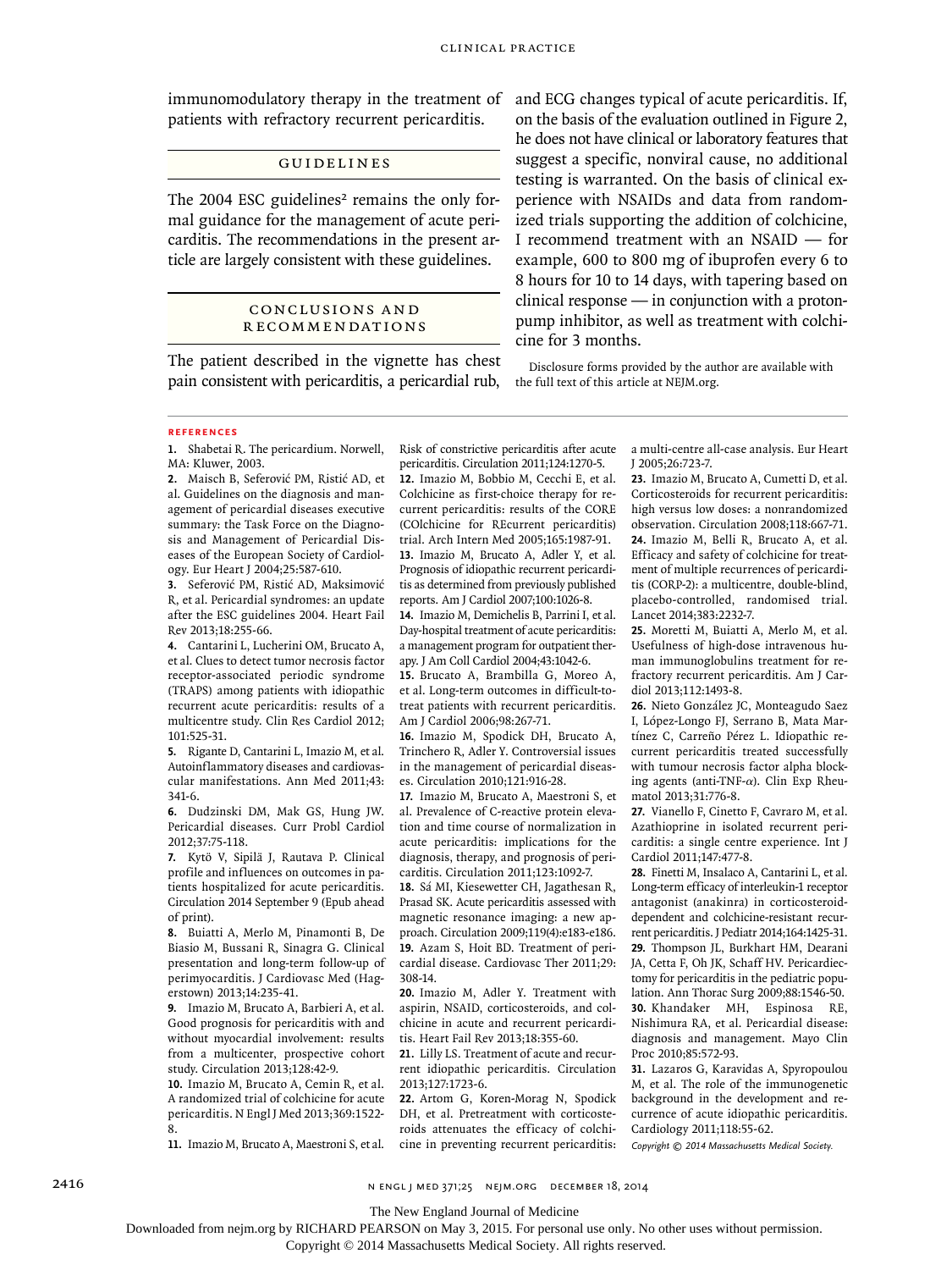immunomodulatory therapy in the treatment of patients with refractory recurrent pericarditis.

## Guidelines

The 2004 ESC guidelines[2] remains the only formal guidance for the management of acute pericarditis. The recommendations in the present article are largely consistent with these guidelines.

## Conclusions and Recommendations

The patient described in the vignette has chest pain consistent with pericarditis, a pericardial rub, and ECG changes typical of acute pericarditis. If, on the basis of the evaluation outlined in Figure 2, he does not have clinical or laboratory features that suggest a specific, nonviral cause, no additional testing is warranted. On the basis of clinical experience with NSAIDs and data from randomized trials supporting the addition of colchicine, I recommend treatment with an NSAID — for example, 600 to 800 mg of ibuprofen every 6 to 8 hours for 10 to 14 days, with tapering based on clinical response — in conjunction with a proton-pump inhibitor, as well as treatment with colchicine for 3 months.

Disclosure forms provided by the author are available with the full text of this article at NEJM.org.

## References

1. Shabetai R. The pericardium. Norwell, MA: Kluwer, 2003.
2. Maisch B, Seferović PM, Ristić AD, et al. Guidelines on the diagnosis and management of pericardial diseases executive summary: the Task Force on the Diagnosis and Management of Pericardial Diseases of the European Society of Cardiology. Eur Heart J 2004;25:587-610.
3. Seferović PM, Ristić AD, Maksimović R, et al. Pericardial syndromes: an update after the ESC guidelines 2004. Heart Fail Rev 2013;18:255-66.
4. Cantarini L, Lucherini OM, Brucato A, et al. Clues to detect tumor necrosis factor receptor-associated periodic syndrome (TRAPS) among patients with idiopathic recurrent acute pericarditis: results of a multicentre study. Clin Res Cardiol 2012;101:525-31.
5. Rigante D, Cantarini L, Imazio M, et al. Autoinflammatory diseases and cardiovascular manifestations. Ann Med 2011;43:341-6.
6. Dudzinski DM, Mak GS, Hung JW. Pericardial diseases. Curr Probl Cardiol 2012;37:75-118.
7. Kytö V, Sipilä J, Rautava P. Clinical profile and influences on outcomes in patients hospitalized for acute pericarditis. Circulation 2014 September 9 (Epub ahead of print).
8. Buiatti A, Merlo M, Pinamonti B, De Biasio M, Bussani R, Sinagra G. Clinical presentation and long-term follow-up of perimyocarditis. J Cardiovasc Med (Hagerstown) 2013;14:235-41.
9. Imazio M, Brucato A, Barbieri A, et al. Good prognosis for pericarditis with and without myocardial involvement: results from a multicenter, prospective cohort study. Circulation 2013;128:42-9.
10. Imazio M, Brucato A, Cemin R, et al. A randomized trial of colchicine for acute pericarditis. N Engl J Med 2013;369:1522-8.
11. Imazio M, Brucato A, Maestroni S, et al. Risk of constrictive pericarditis after acute pericarditis. Circulation 2011;124:1270-5.
12. Imazio M, Bobbio M, Cecchi E, et al. Colchicine as first-choice therapy for recurrent pericarditis: results of the CORE (COlchicine for REcurrent pericarditis) trial. Arch Intern Med 2005;165:1987-91.
13. Imazio M, Brucato A, Adler Y, et al. Prognosis of idiopathic recurrent pericarditis as determined from previously published reports. Am J Cardiol 2007;100:1026-8.
14. Imazio M, Demichelis B, Parrini I, et al. Day-hospital treatment of acute pericarditis: a management program for outpatient therapy. J Am Coll Cardiol 2004;43:1042-6.
15. Brucato A, Brambilla G, Moreo A, et al. Long-term outcomes in difficult-to-treat patients with recurrent pericarditis. Am J Cardiol 2006;98:267-71.
16. Imazio M, Spodick DH, Brucato A, Trinchero R, Adler Y. Controversial issues in the management of pericardial diseases. Circulation 2010;121:916-28.
17. Imazio M, Brucato A, Maestroni S, et al. Prevalence of C-reactive protein elevation and time course of normalization in acute pericarditis: implications for the diagnosis, therapy, and prognosis of pericarditis. Circulation 2011;123:1092-7.
18. Sá MI, Kiesewetter CH, Jagathesan R, Prasad SK. Acute pericarditis assessed with magnetic resonance imaging: a new approach. Circulation 2009;119(4):e183-e186.
19. Azam S, Hoit BD. Treatment of pericardial disease. Cardiovasc Ther 2011;29:308-14.
20. Imazio M, Adler Y. Treatment with aspirin, NSAID, corticosteroids, and colchicine in acute and recurrent pericarditis. Heart Fail Rev 2013;18:355-60.
21. Lilly LS. Treatment of acute and recurrent idiopathic pericarditis. Circulation 2013;127:1723-6.
22. Artom G, Koren-Morag N, Spodick DH, et al. Pretreatment with corticosteroids attenuates the efficacy of colchicine in preventing recurrent pericarditis: a multi-centre all-case analysis. Eur Heart J 2005;26:723-7.
23. Imazio M, Brucato A, Cumetti D, et al. Corticosteroids for recurrent pericarditis: high versus low doses: a nonrandomized observation. Circulation 2008;118:667-71.
24. Imazio M, Belli R, Brucato A, et al. Efficacy and safety of colchicine for treatment of multiple recurrences of pericarditis (CORP-2): a multicentre, double-blind, placebo-controlled, randomised trial. Lancet 2014;383:2232-7.
25. Moretti M, Buiatti A, Merlo M, et al. Usefulness of high-dose intravenous human immunoglobulins treatment for refractory recurrent pericarditis. Am J Cardiol 2013;112:1493-8.
26. Nieto González JC, Monteagudo Saez I, López-Longo FJ, Serrano B, Mata Martínez C, Carreño Pérez L. Idiopathic recurrent pericarditis treated successfully with tumour necrosis factor alpha blocking agents (anti-TNF-α). Clin Exp Rheumatol 2013;31:776-8.
27. Vianello F, Cinetto F, Cavraro M, et al. Azathioprine in isolated recurrent pericarditis: a single centre experience. Int J Cardiol 2011;147:477-8.
28. Finetti M, Insalaco A, Cantarini L, et al. Long-term efficacy of interleukin-1 receptor antagonist (anakinra) in corticosteroid-dependent and colchicine-resistant recurrent pericarditis. J Pediatr 2014;164:1425-31.
29. Thompson JL, Burkhart HM, Dearani JA, Cetta F, Oh JK, Schaff HV. Pericardiectomy for pericarditis in the pediatric population. Ann Thorac Surg 2009;88:1546-50.
30. Khandaker MH, Espinosa RE, Nishimura RA, et al. Pericardial disease: diagnosis and management. Mayo Clin Proc 2010;85:572-93.
31. Lazaros G, Karavidas A, Spyropoulou M, et al. The role of the immunogenetic background in the development and recurrence of acute idiopathic pericarditis. Cardiology 2011;118:55-62.

*Copyright © 2014 Massachusetts Medical Society.*